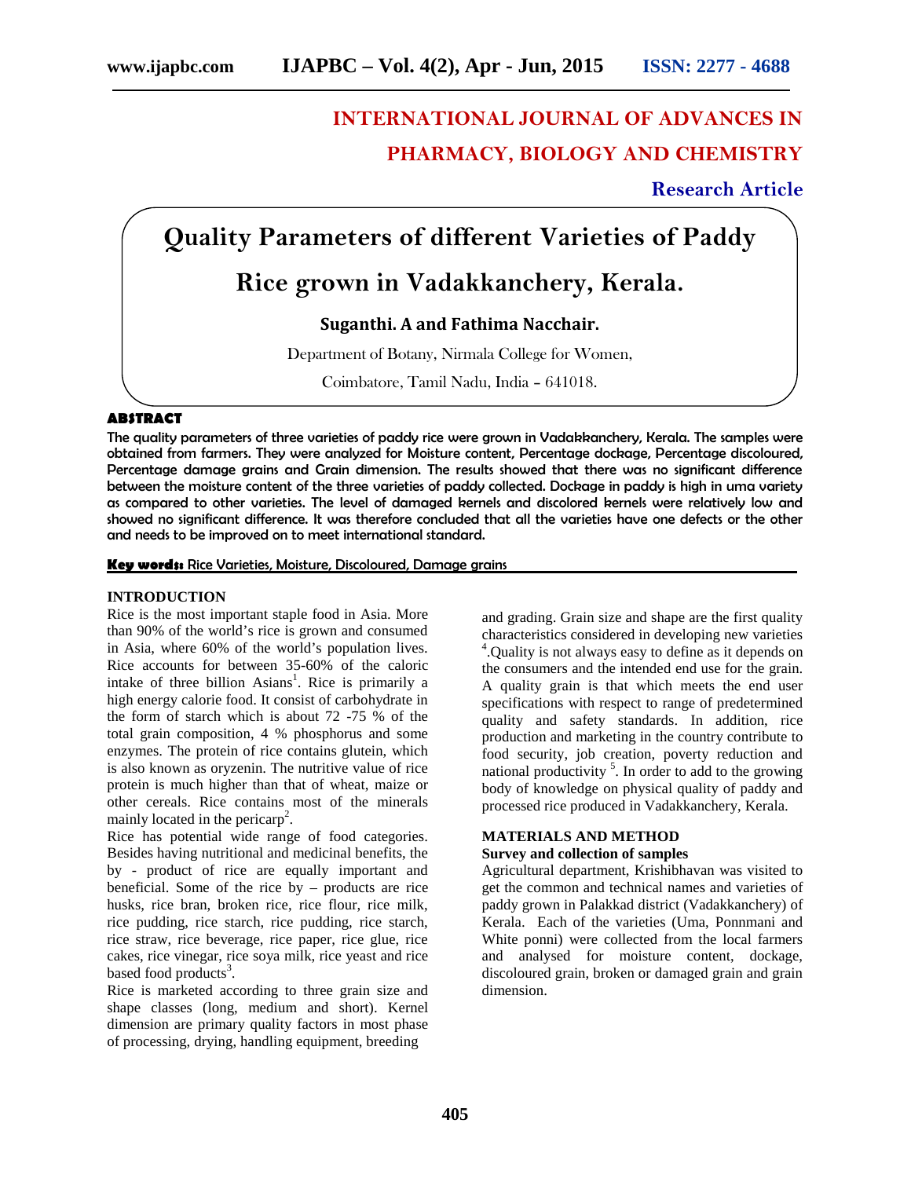# INTERNATIONAL JOURNAL OF ADVANCES IN PHARMACY, BIOLOGY AND CHEMISTRY

**Research Article**

# Quality Parameters of different Varieties of Paddy Rice grown in Vadakkanchery, Kerala.

**Suganthi. A and Fathima Nacchair.**

Department of Botany, Nirmala College for Women,

Coimbatore, Tamil Nadu, India – 641018.

## ABSTRACT

The quality parameters of three varieties of paddy rice were grown in Vadakkanchery, Kerala. The samples were obtained from farmers. They were analyzed for Moisture content, Percentage dockage, Percentage discoloured, Percentage damage grains and Grain dimension. The results showed that there was no significant difference between the moisture content of the three varieties of paddy collected. Dockage in paddy is high in uma variety as compared to other varieties. The level of damaged kernels and discolored kernels were relatively low and showed no significant difference. It was therefore concluded that all the varieties have one defects or the other and needs to be improved on to meet international standard.

**Key words:** Rice Varieties, Moisture, Discoloured, Damage grains

## INTRODUCTION

Rice is the most important staple food in Asia. More than 90% of the world's rice is grown and consumed in Asia, where 60% of the world's population lives. Rice accounts for between 35-60% of the caloric intake of three billion Asians[1]. Rice is primarily a high energy calorie food. It consist of carbohydrate in the form of starch which is about 72 -75 % of the total grain composition, 4 % phosphorus and some enzymes. The protein of rice contains glutein, which is also known as oryzenin. The nutritive value of rice protein is much higher than that of wheat, maize or other cereals. Rice contains most of the minerals mainly located in the pericarp[2].

Rice has potential wide range of food categories. Besides having nutritional and medicinal benefits, the by - product of rice are equally important and beneficial. Some of the rice by – products are rice husks, rice bran, broken rice, rice flour, rice milk, rice pudding, rice starch, rice pudding, rice starch, rice straw, rice beverage, rice paper, rice glue, rice cakes, rice vinegar, rice soya milk, rice yeast and rice based food products[3].

Rice is marketed according to three grain size and shape classes (long, medium and short). Kernel dimension are primary quality factors in most phase of processing, drying, handling equipment, breeding and grading. Grain size and shape are the first quality characteristics considered in developing new varieties [4].Quality is not always easy to define as it depends on the consumers and the intended end use for the grain. A quality grain is that which meets the end user specifications with respect to range of predetermined quality and safety standards. In addition, rice production and marketing in the country contribute to food security, job creation, poverty reduction and national productivity [5]. In order to add to the growing body of knowledge on physical quality of paddy and processed rice produced in Vadakkanchery, Kerala.

## MATERIALS AND METHOD

### Survey and collection of samples

Agricultural department, Krishibhavan was visited to get the common and technical names and varieties of paddy grown in Palakkad district (Vadakkanchery) of Kerala. Each of the varieties (Uma, Ponnmani and White ponni) were collected from the local farmers and analysed for moisture content, dockage, discoloured grain, broken or damaged grain and grain dimension.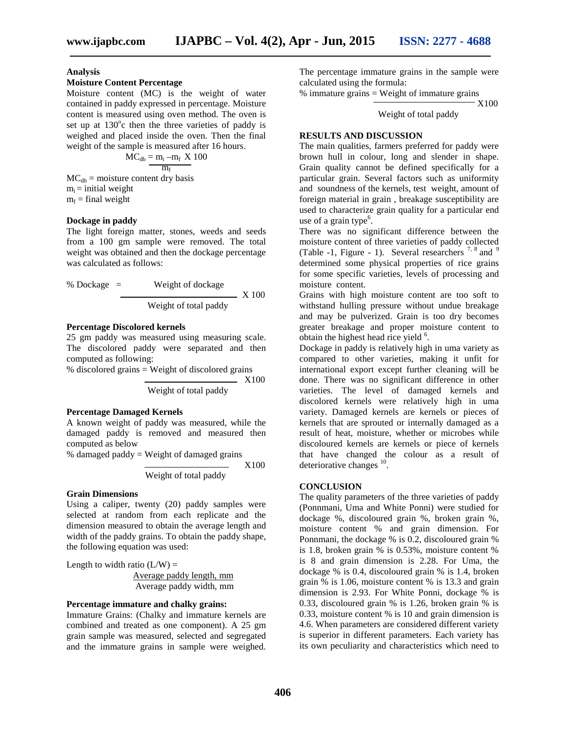### Analysis

#### Moisture Content Percentage

Moisture content (MC) is the weight of water contained in paddy expressed in percentage. Moisture content is measured using oven method. The oven is set up at 130°c then the three varieties of paddy is weighed and placed inside the oven. Then the final weight of the sample is measured after 16 hours.

$$MC_{db} = \frac{m_i - m_f}{m_f} \times 100$$

$MC_{db}$ = moisture content dry basis
$m_i$ = initial weight
$m_f$ = final weight

#### Dockage in paddy

The light foreign matter, stones, weeds and seeds from a 100 gm sample were removed. The total weight was obtained and then the dockage percentage was calculated as follows:

$$\%\ Dockage = \frac{\text{Weight of dockage}}{\text{Weight of total paddy}} \times 100$$

#### Percentage Discolored kernels

25 gm paddy was measured using measuring scale. The discolored paddy were separated and then computed as following:

$$\%\ \text{discolored grains} = \frac{\text{Weight of discolored grains}}{\text{Weight of total paddy}} \times 100$$

#### Percentage Damaged Kernels

A known weight of paddy was measured, while the damaged paddy is removed and measured then computed as below

$$\%\ \text{damaged paddy} = \frac{\text{Weight of damaged grains}}{\text{Weight of total paddy}} \times 100$$

#### Grain Dimensions

Using a caliper, twenty (20) paddy samples were selected at random from each replicate and the dimension measured to obtain the average length and width of the paddy grains. To obtain the paddy shape, the following equation was used:

$$\text{Length to width ratio (L/W)} = \frac{\text{Average paddy length, mm}}{\text{Average paddy width, mm}}$$

#### Percentage immature and chalky grains:

Immature Grains: (Chalky and immature kernels are combined and treated as one component). A 25 gm grain sample was measured, selected and segregated and the immature grains in sample were weighed. The percentage immature grains in the sample were calculated using the formula:

$$\%\ \text{immature grains} = \frac{\text{Weight of immature grains}}{\text{Weight of total paddy}} \times 100$$

## RESULTS AND DISCUSSION

The main qualities, farmers preferred for paddy were brown hull in colour, long and slender in shape. Grain quality cannot be defined specifically for a particular grain. Several factors such as uniformity and soundness of the kernels, test weight, amount of foreign material in grain , breakage susceptibility are used to characterize grain quality for a particular end use of a grain type[6].

There was no significant difference between the moisture content of three varieties of paddy collected (Table -1, Figure - 1). Several researchers [7, 8] and [9] determined some physical properties of rice grains for some specific varieties, levels of processing and moisture content.

Grains with high moisture content are too soft to withstand hulling pressure without undue breakage and may be pulverized. Grain is too dry becomes greater breakage and proper moisture content to obtain the highest head rice yield [6].

Dockage in paddy is relatively high in uma variety as compared to other varieties, making it unfit for international export except further cleaning will be done. There was no significant difference in other varieties. The level of damaged kernels and discolored kernels were relatively high in uma variety. Damaged kernels are kernels or pieces of kernels that are sprouted or internally damaged as a result of heat, moisture, whether or microbes while discoloured kernels are kernels or piece of kernels that have changed the colour as a result of deteriorative changes [10].

## CONCLUSION

The quality parameters of the three varieties of paddy (Ponnmani, Uma and White Ponni) were studied for dockage %, discoloured grain %, broken grain %, moisture content % and grain dimension. For Ponnmani, the dockage % is 0.2, discoloured grain % is 1.8, broken grain % is 0.53%, moisture content % is 8 and grain dimension is 2.28. For Uma, the dockage % is 0.4, discoloured grain % is 1.4, broken grain % is 1.06, moisture content % is 13.3 and grain dimension is 2.93. For White Ponni, dockage % is 0.33, discoloured grain % is 1.26, broken grain % is 0.33, moisture content % is 10 and grain dimension is 4.6. When parameters are considered different variety is superior in different parameters. Each variety has its own peculiarity and characteristics which need to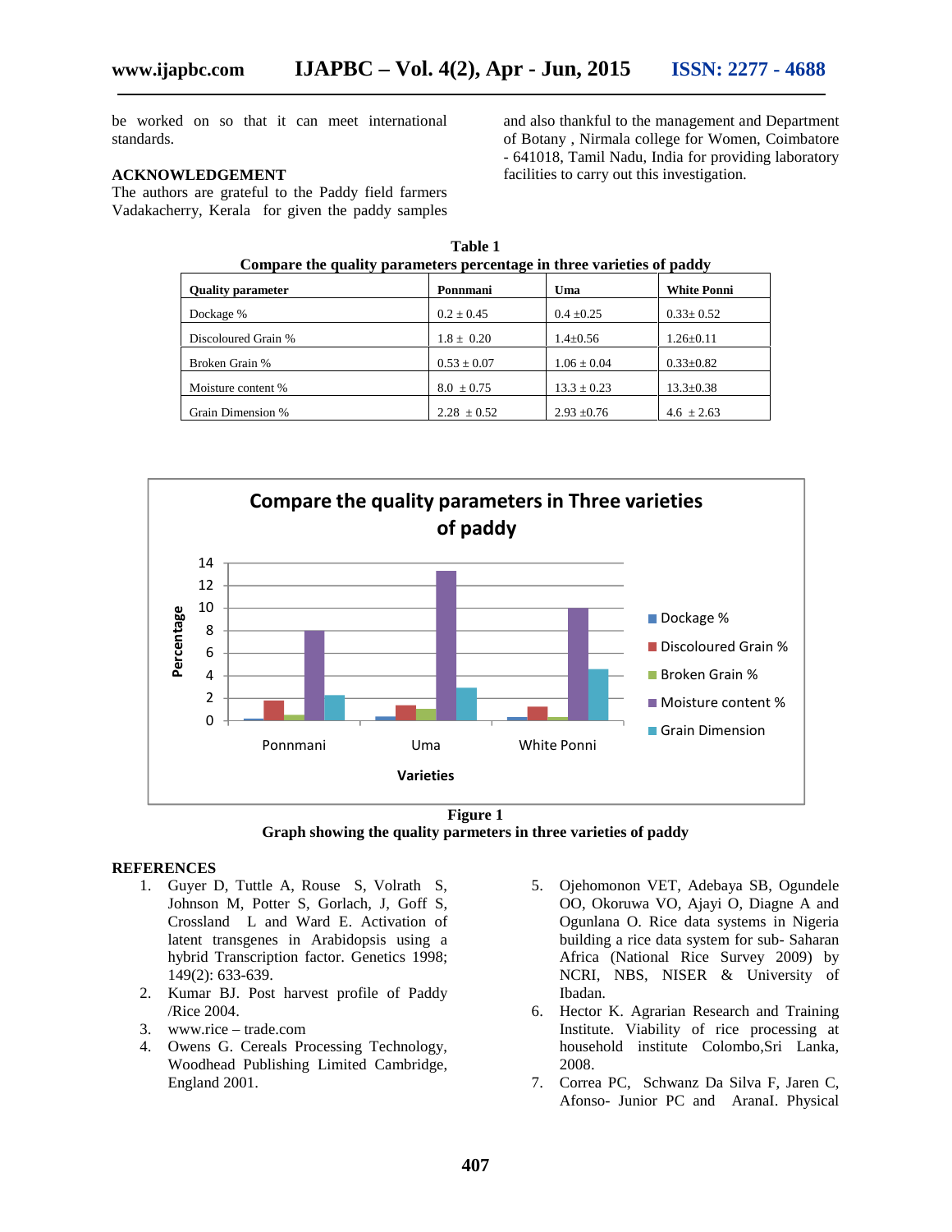be worked on so that it can meet international standards.

## ACKNOWLEDGEMENT

The authors are grateful to the Paddy field farmers Vadakacherry, Kerala for given the paddy samples and also thankful to the management and Department of Botany , Nirmala college for Women, Coimbatore - 641018, Tamil Nadu, India for providing laboratory facilities to carry out this investigation.

**Table 1**
**Compare the quality parameters percentage in three varieties of paddy**

| Quality parameter | Ponnmani | Uma | White Ponni |
|---|---|---|---|
| Dockage % | 0.2 ± 0.45 | 0.4 ±0.25 | 0.33± 0.52 |
| Discoloured Grain % | 1.8 ± 0.20 | 1.4±0.56 | 1.26±0.11 |
| Broken Grain % | 0.53 ± 0.07 | 1.06 ± 0.04 | 0.33±0.82 |
| Moisture content % | 8.0 ± 0.75 | 13.3 ± 0.23 | 13.3±0.38 |
| Grain Dimension % | 2.28 ± 0.52 | 2.93 ±0.76 | 4.6 ± 2.63 |

**Figure 1**
**Graph showing the quality parmeters in three varieties of paddy**

## REFERENCES

1. Guyer D, Tuttle A, Rouse S, Volrath S, Johnson M, Potter S, Gorlach, J, Goff S, Crossland L and Ward E. Activation of latent transgenes in Arabidopsis using a hybrid Transcription factor. Genetics 1998; 149(2): 633-639.
2. Kumar BJ. Post harvest profile of Paddy /Rice 2004.
3. www.rice – trade.com
4. Owens G. Cereals Processing Technology, Woodhead Publishing Limited Cambridge, England 2001.
5. Ojehomonon VET, Adebaya SB, Ogundele OO, Okoruwa VO, Ajayi O, Diagne A and Ogunlana O. Rice data systems in Nigeria building a rice data system for sub- Saharan Africa (National Rice Survey 2009) by NCRI, NBS, NISER & University of Ibadan.
6. Hector K. Agrarian Research and Training Institute. Viability of rice processing at household institute Colombo,Sri Lanka, 2008.
7. Correa PC, Schwanz Da Silva F, Jaren C, Afonso- Junior PC and AranaI. Physical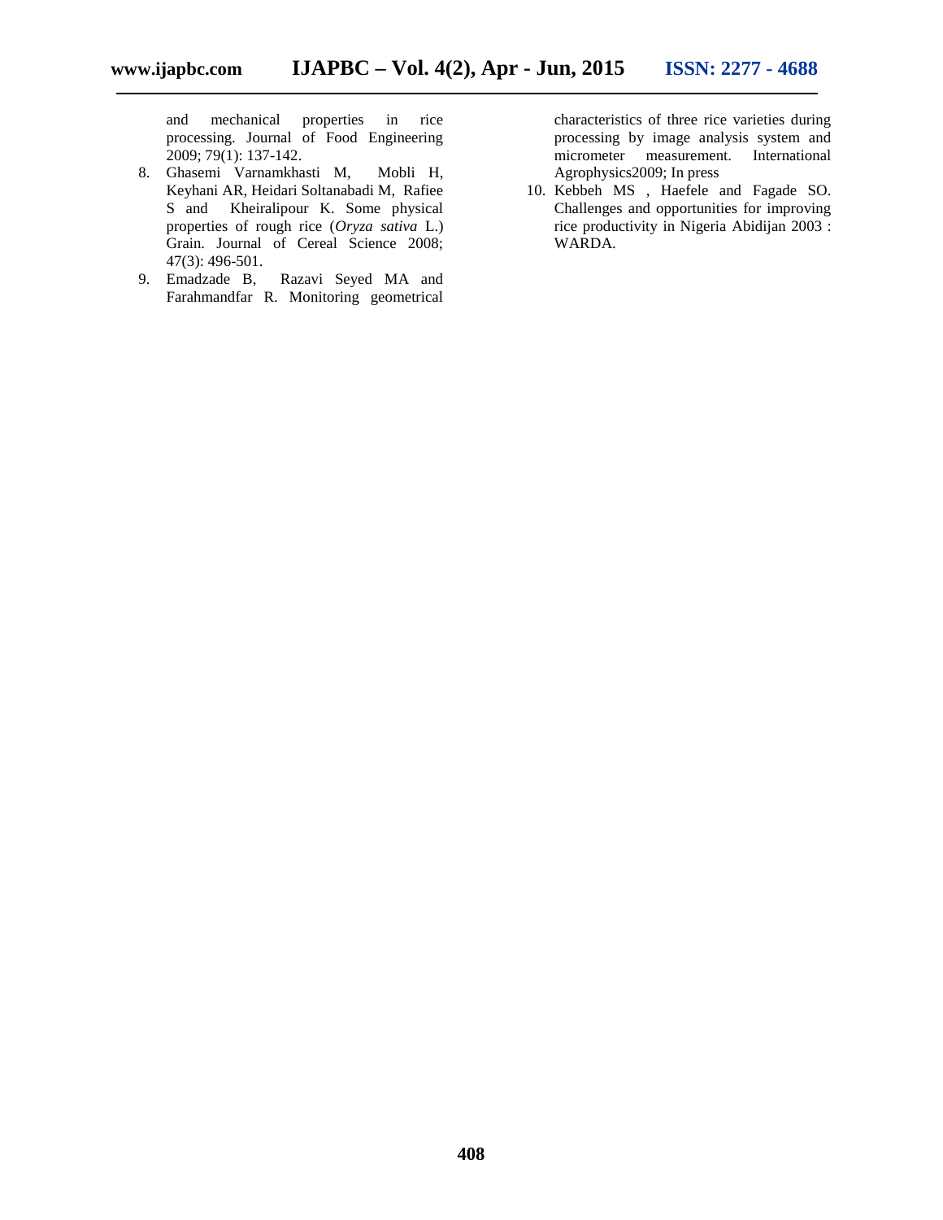and mechanical properties in rice processing. Journal of Food Engineering 2009; 79(1): 137-142.

8. Ghasemi Varnamkhasti M, Mobli H, Keyhani AR, Heidari Soltanabadi M, Rafiee S and Kheiralipour K. Some physical properties of rough rice (*Oryza sativa* L.) Grain. Journal of Cereal Science 2008; 47(3): 496-501.
9. Emadzade B, Razavi Seyed MA and Farahmandfar R. Monitoring geometrical characteristics of three rice varieties during processing by image analysis system and micrometer measurement. International Agrophysics2009; In press
10. Kebbeh MS , Haefele and Fagade SO. Challenges and opportunities for improving rice productivity in Nigeria Abidijan 2003 : WARDA.